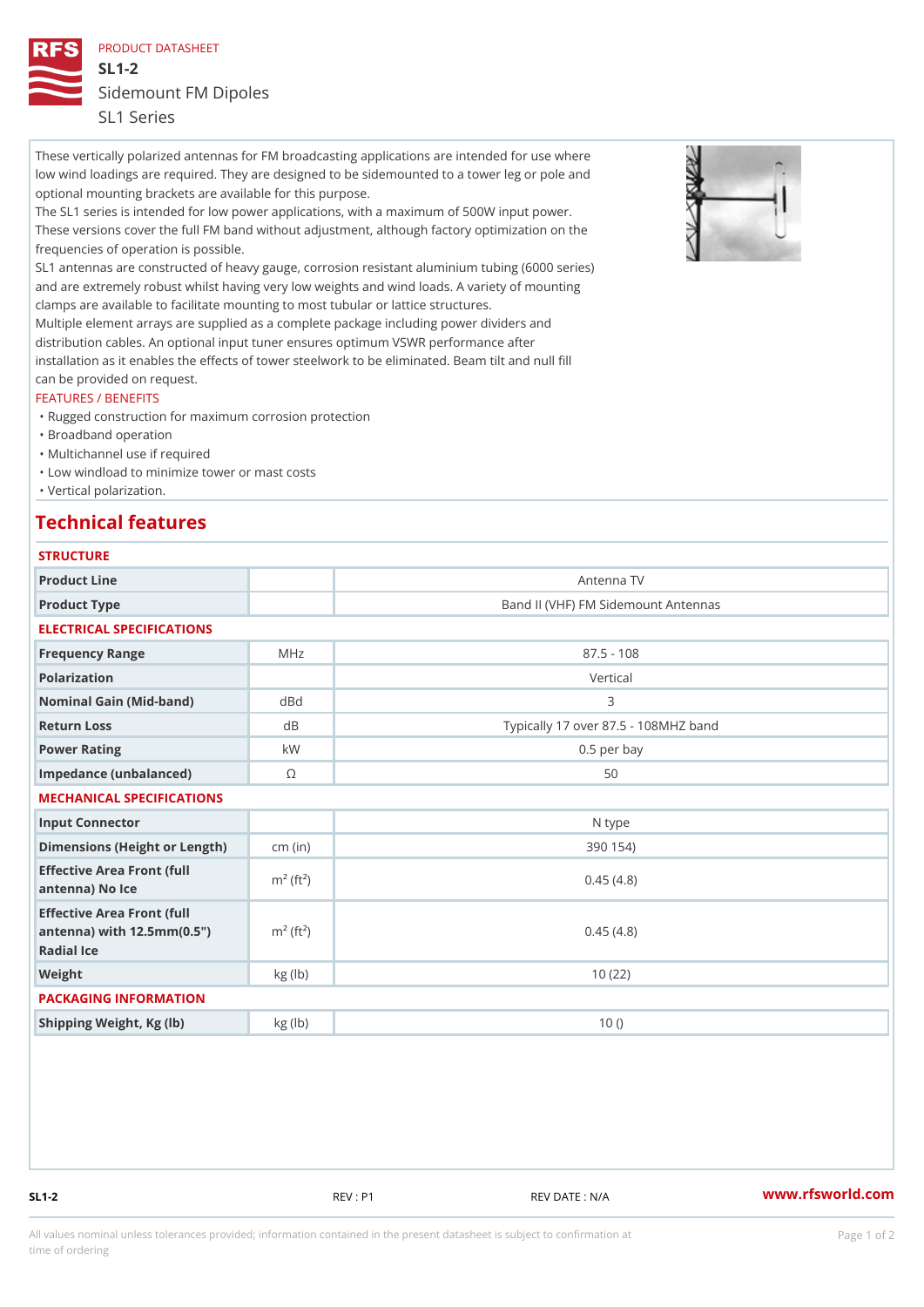PRODUCT DATASHEET

# SL1-2

## Sidemount FM Dipoles

SL1 Series

These vertically polarized antennas for FM broadcasting applications are intended for use where low wind loadings are required. They are designed to be sidemounted to a tower leg or pole and optional mounting brackets are available for this purpose.
The SL1 series is intended for low power applications, with a maximum of 500W input power. These versions cover the full FM band without adjustment, although factory optimization on the frequencies of operation is possible.
SL1 antennas are constructed of heavy gauge, corrosion resistant aluminium tubing (6000 series) and are extremely robust whilst having very low weights and wind loads. A variety of mounting clamps are available to facilitate mounting to most tubular or lattice structures.
Multiple element arrays are supplied as a complete package including power dividers and distribution cables. An optional input tuner ensures optimum VSWR performance after installation as it enables the effects of tower steelwork to be eliminated. Beam tilt and null fill can be provided on request.

FEATURES / BENEFITS

- Rugged construction for maximum corrosion protection
- Broadband operation
- Multichannel use if required
- Low windload to minimize tower or mast costs
- Vertical polarization.

## Technical features

### STRUCTURE

| | | |
|---|---|---|
| Product Line | | Antenna TV |
| Product Type | | Band II (VHF) FM Sidemount Antennas |

### ELECTRICAL SPECIFICATIONS

| | | |
|---|---|---|
| Frequency Range | MHz | 87.5 - 108 |
| Polarization | | Vertical |
| Nominal Gain (Mid-band) | dBd | 3 |
| Return Loss | dB | Typically 17 over 87.5 - 108MHZ band |
| Power Rating | kW | 0.5 per bay |
| Impedance (unbalanced) | Ω | 50 |

### MECHANICAL SPECIFICATIONS

| | | |
|---|---|---|
| Input Connector | | N type |
| Dimensions (Height or Length) | cm (in) | 390 154) |
| Effective Area Front (full antenna) No Ice | $m^2$ ($ft^2$) | 0.45 (4.8) |
| Effective Area Front (full antenna) with 12.5mm(0.5") Radial Ice | $m^2$ ($ft^2$) | 0.45 (4.8) |
| Weight | kg (lb) | 10 (22) |

### PACKAGING INFORMATION

| | | |
|---|---|---|
| Shipping Weight, Kg (lb) | kg (lb) | 10 () |

SL1-2 REV : P1 REV DATE : N/A www.rfsworld.com

All values nominal unless tolerances provided; information contained in the present datasheet is subject to confirmation at time of ordering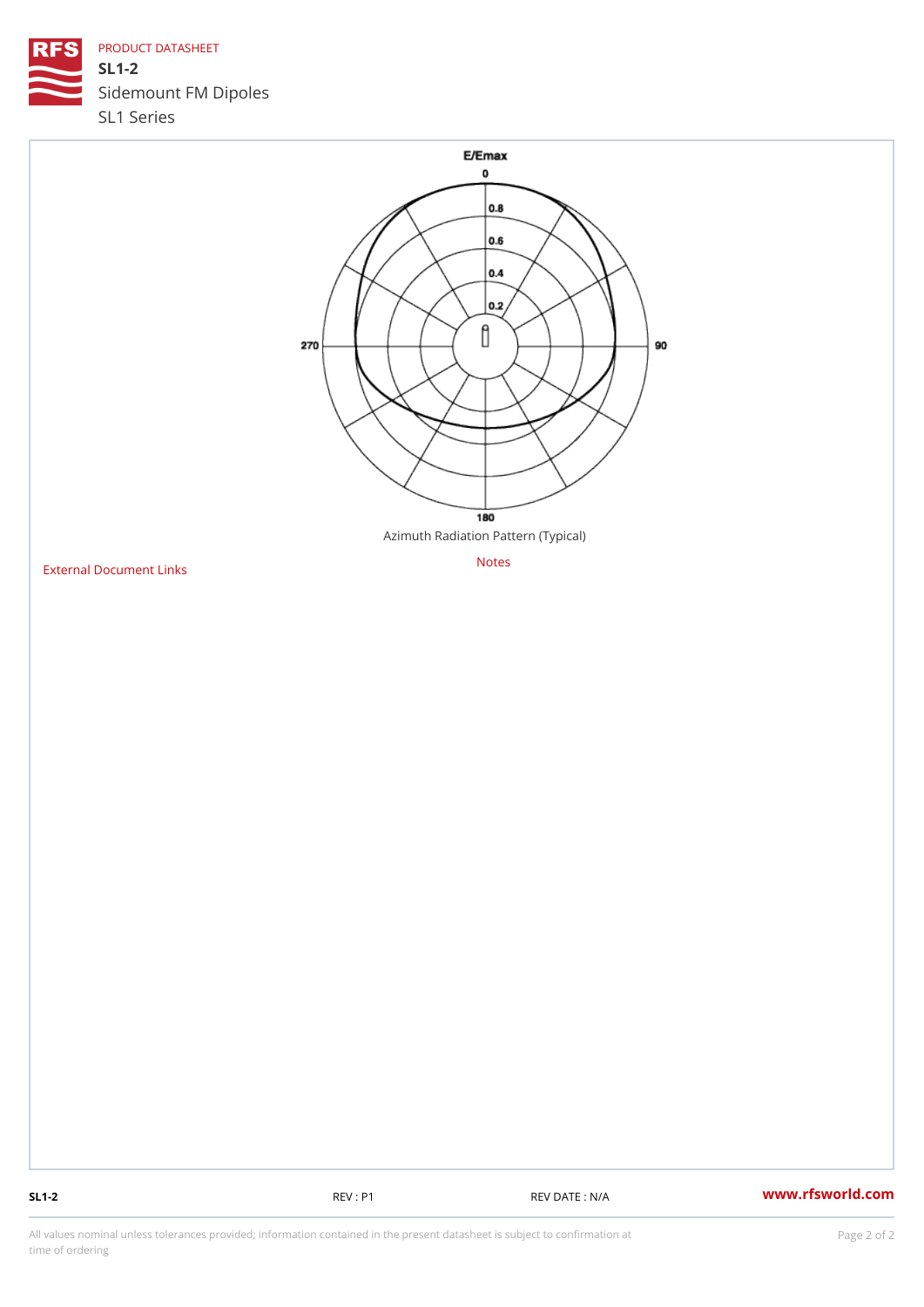E/Emax

0

0.8

0.6

0.4

0.2

270

90

180

Azimuth Radiation Pattern (Typical)

External Document Links

Notes